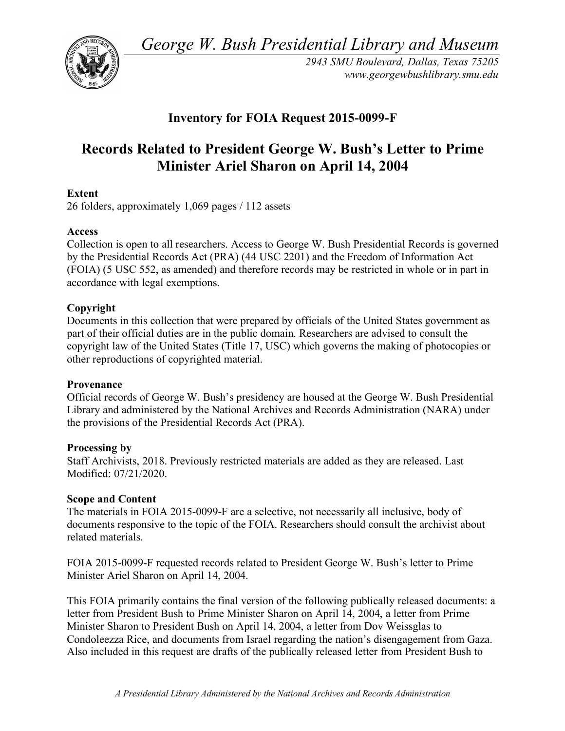*George W. Bush Presidential Library and Museum*

*2943 SMU Boulevard, Dallas, Texas 75205*
*www.georgewbushlibrary.smu.edu*

## Inventory for FOIA Request 2015-0099-F

# Records Related to President George W. Bush's Letter to Prime Minister Ariel Sharon on April 14, 2004

**Extent**
26 folders, approximately 1,069 pages / 112 assets

**Access**
Collection is open to all researchers. Access to George W. Bush Presidential Records is governed by the Presidential Records Act (PRA) (44 USC 2201) and the Freedom of Information Act (FOIA) (5 USC 552, as amended) and therefore records may be restricted in whole or in part in accordance with legal exemptions.

**Copyright**
Documents in this collection that were prepared by officials of the United States government as part of their official duties are in the public domain. Researchers are advised to consult the copyright law of the United States (Title 17, USC) which governs the making of photocopies or other reproductions of copyrighted material.

**Provenance**
Official records of George W. Bush's presidency are housed at the George W. Bush Presidential Library and administered by the National Archives and Records Administration (NARA) under the provisions of the Presidential Records Act (PRA).

**Processing by**
Staff Archivists, 2018. Previously restricted materials are added as they are released. Last Modified: 07/21/2020.

**Scope and Content**
The materials in FOIA 2015-0099-F are a selective, not necessarily all inclusive, body of documents responsive to the topic of the FOIA. Researchers should consult the archivist about related materials.

FOIA 2015-0099-F requested records related to President George W. Bush's letter to Prime Minister Ariel Sharon on April 14, 2004.

This FOIA primarily contains the final version of the following publically released documents: a letter from President Bush to Prime Minister Sharon on April 14, 2004, a letter from Prime Minister Sharon to President Bush on April 14, 2004, a letter from Dov Weissglas to Condoleezza Rice, and documents from Israel regarding the nation's disengagement from Gaza. Also included in this request are drafts of the publically released letter from President Bush to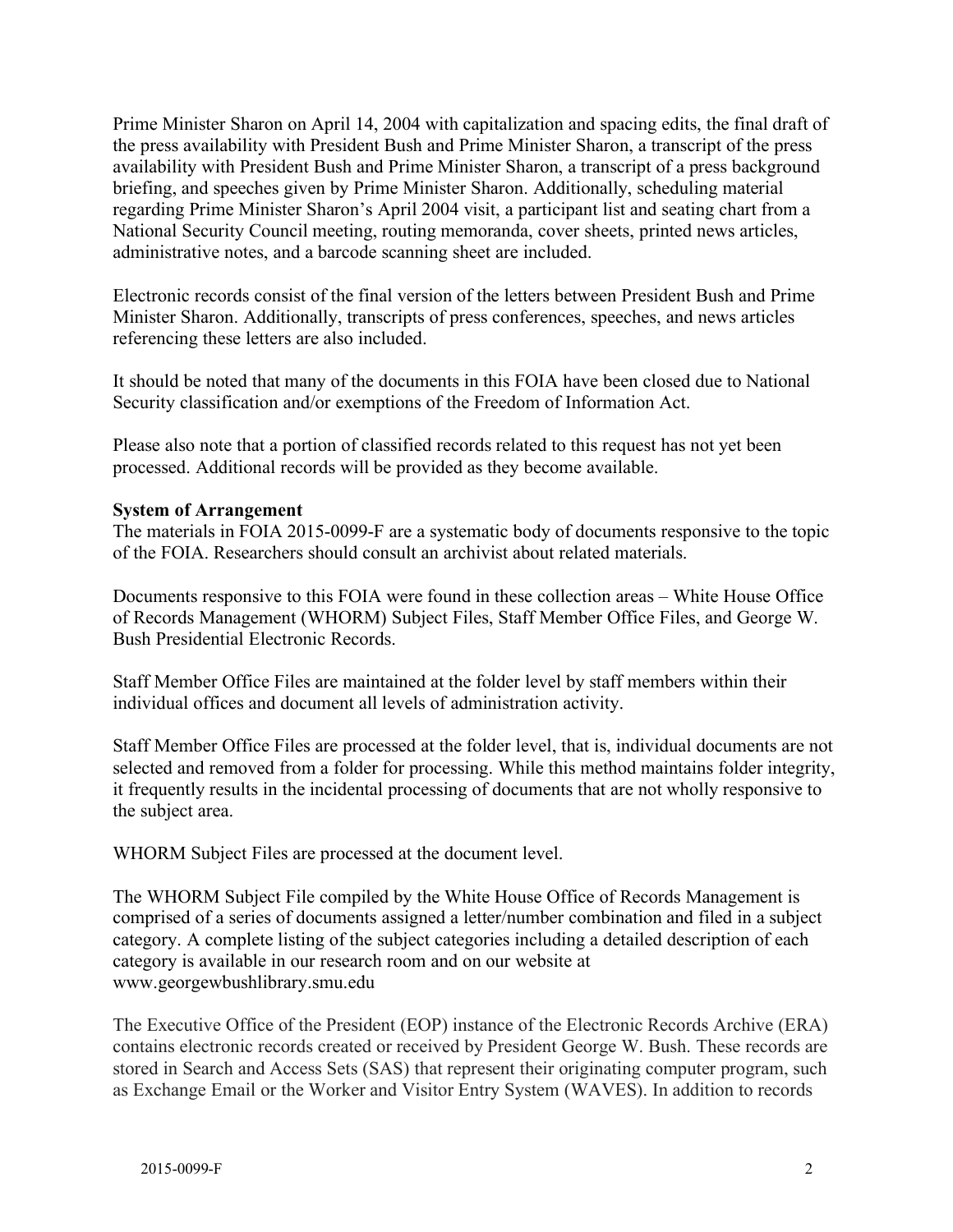Prime Minister Sharon on April 14, 2004 with capitalization and spacing edits, the final draft of the press availability with President Bush and Prime Minister Sharon, a transcript of the press availability with President Bush and Prime Minister Sharon, a transcript of a press background briefing, and speeches given by Prime Minister Sharon. Additionally, scheduling material regarding Prime Minister Sharon's April 2004 visit, a participant list and seating chart from a National Security Council meeting, routing memoranda, cover sheets, printed news articles, administrative notes, and a barcode scanning sheet are included.

Electronic records consist of the final version of the letters between President Bush and Prime Minister Sharon. Additionally, transcripts of press conferences, speeches, and news articles referencing these letters are also included.

It should be noted that many of the documents in this FOIA have been closed due to National Security classification and/or exemptions of the Freedom of Information Act.

Please also note that a portion of classified records related to this request has not yet been processed. Additional records will be provided as they become available.

**System of Arrangement**

The materials in FOIA 2015-0099-F are a systematic body of documents responsive to the topic of the FOIA. Researchers should consult an archivist about related materials.

Documents responsive to this FOIA were found in these collection areas – White House Office of Records Management (WHORM) Subject Files, Staff Member Office Files, and George W. Bush Presidential Electronic Records.

Staff Member Office Files are maintained at the folder level by staff members within their individual offices and document all levels of administration activity.

Staff Member Office Files are processed at the folder level, that is, individual documents are not selected and removed from a folder for processing. While this method maintains folder integrity, it frequently results in the incidental processing of documents that are not wholly responsive to the subject area.

WHORM Subject Files are processed at the document level.

The WHORM Subject File compiled by the White House Office of Records Management is comprised of a series of documents assigned a letter/number combination and filed in a subject category. A complete listing of the subject categories including a detailed description of each category is available in our research room and on our website at www.georgewbushlibrary.smu.edu

The Executive Office of the President (EOP) instance of the Electronic Records Archive (ERA) contains electronic records created or received by President George W. Bush. These records are stored in Search and Access Sets (SAS) that represent their originating computer program, such as Exchange Email or the Worker and Visitor Entry System (WAVES). In addition to records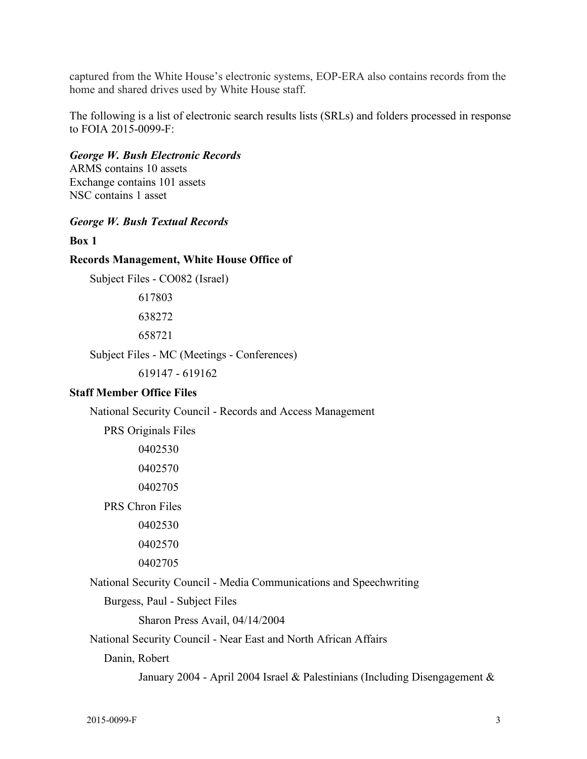captured from the White House's electronic systems, EOP-ERA also contains records from the home and shared drives used by White House staff.

The following is a list of electronic search results lists (SRLs) and folders processed in response to FOIA 2015-0099-F:

***George W. Bush Electronic Records***

ARMS contains 10 assets
Exchange contains 101 assets
NSC contains 1 asset

***George W. Bush Textual Records***

**Box 1**

**Records Management, White House Office of**

- Subject Files - CO082 (Israel)
  - 617803
  - 638272
  - 658721
- Subject Files - MC (Meetings - Conferences)
  - 619147 - 619162

**Staff Member Office Files**

- National Security Council - Records and Access Management
  - PRS Originals Files
    - 0402530
    - 0402570
    - 0402705
  - PRS Chron Files
    - 0402530
    - 0402570
    - 0402705
- National Security Council - Media Communications and Speechwriting
  - Burgess, Paul - Subject Files
    - Sharon Press Avail, 04/14/2004
- National Security Council - Near East and North African Affairs
  - Danin, Robert
    - January 2004 - April 2004 Israel & Palestinians (Including Disengagement &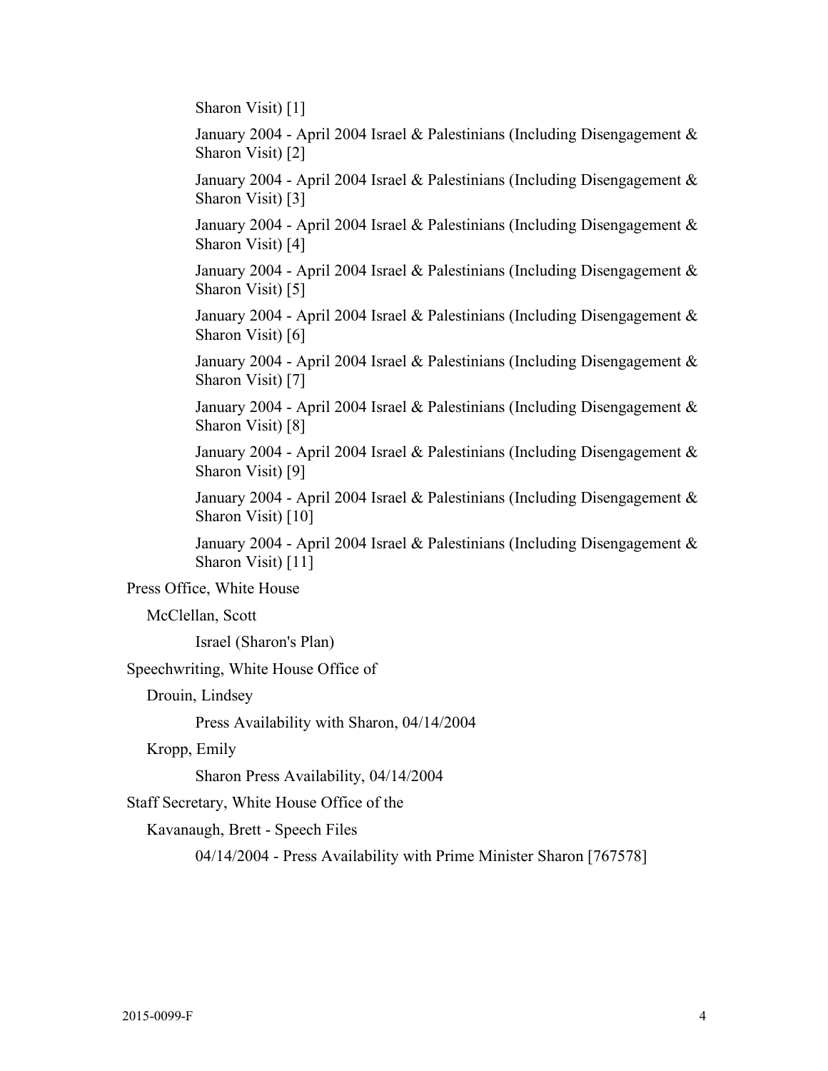Sharon Visit) [1]

January 2004 - April 2004 Israel & Palestinians (Including Disengagement & Sharon Visit) [2]

January 2004 - April 2004 Israel & Palestinians (Including Disengagement & Sharon Visit) [3]

January 2004 - April 2004 Israel & Palestinians (Including Disengagement & Sharon Visit) [4]

January 2004 - April 2004 Israel & Palestinians (Including Disengagement & Sharon Visit) [5]

January 2004 - April 2004 Israel & Palestinians (Including Disengagement & Sharon Visit) [6]

January 2004 - April 2004 Israel & Palestinians (Including Disengagement & Sharon Visit) [7]

January 2004 - April 2004 Israel & Palestinians (Including Disengagement & Sharon Visit) [8]

January 2004 - April 2004 Israel & Palestinians (Including Disengagement & Sharon Visit) [9]

January 2004 - April 2004 Israel & Palestinians (Including Disengagement & Sharon Visit) [10]

January 2004 - April 2004 Israel & Palestinians (Including Disengagement & Sharon Visit) [11]

Press Office, White House

McClellan, Scott

Israel (Sharon's Plan)

Speechwriting, White House Office of

Drouin, Lindsey

Press Availability with Sharon, 04/14/2004

Kropp, Emily

Sharon Press Availability, 04/14/2004

Staff Secretary, White House Office of the

Kavanaugh, Brett - Speech Files

04/14/2004 - Press Availability with Prime Minister Sharon [767578]

2015-0099-F